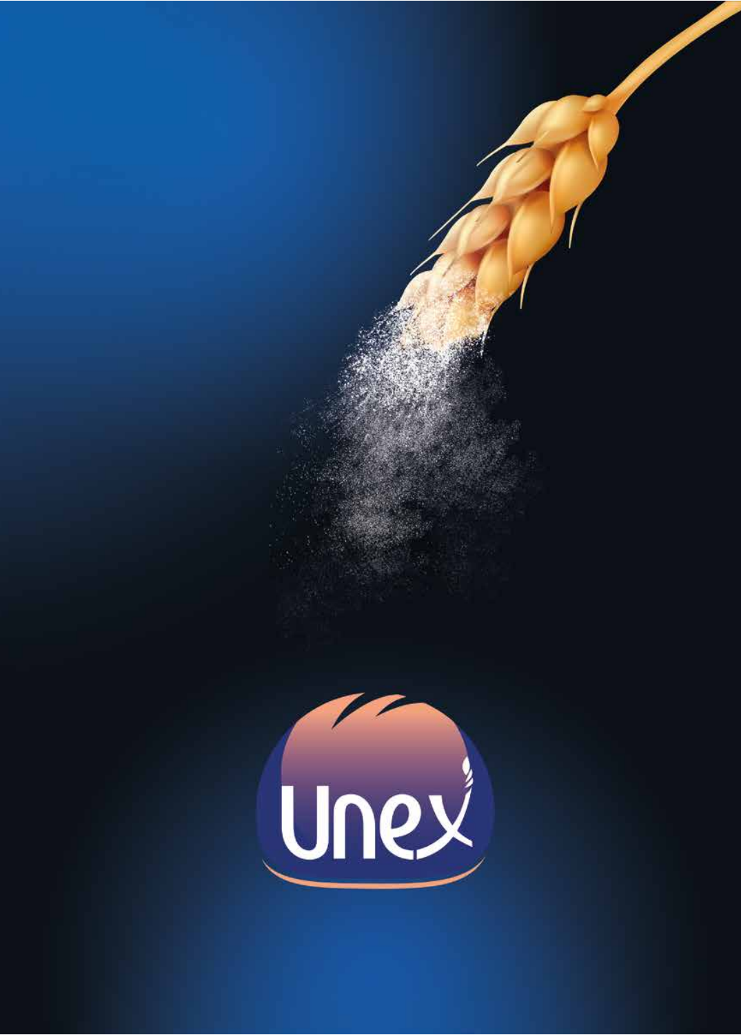Unex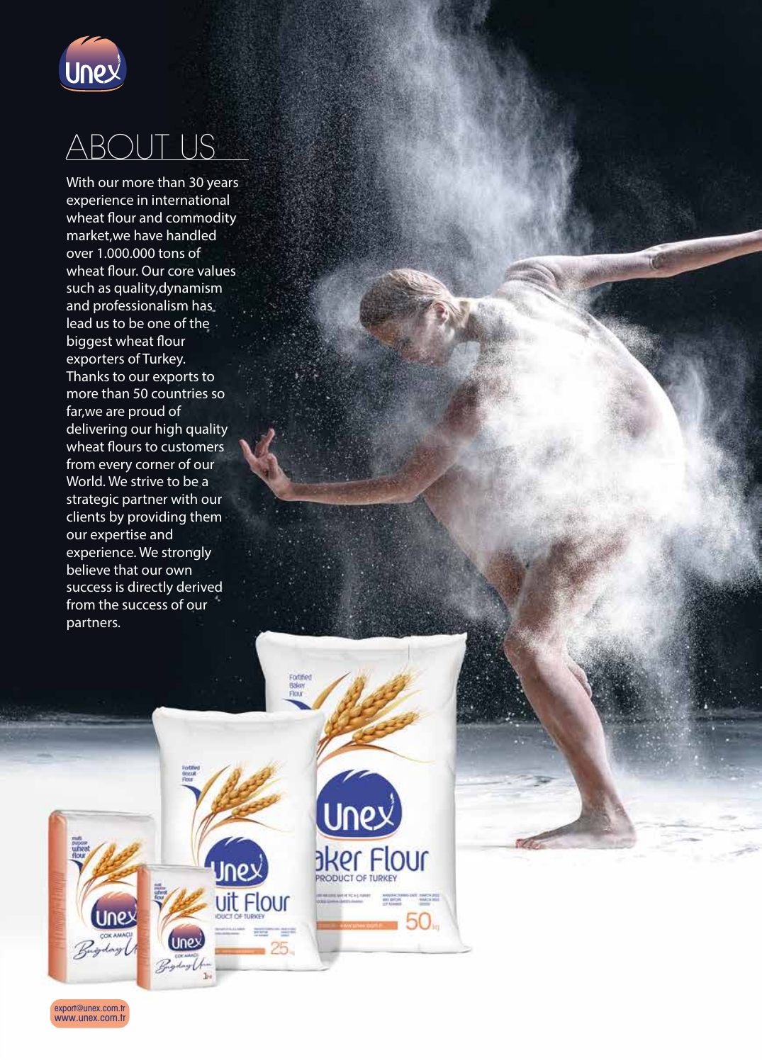# ABOUT US

With our more than 30 years experience in international wheat flour and commodity market,we have handled over 1.000.000 tons of wheat flour. Our core values such as quality,dynamism and professionalism has lead us to be one of the biggest wheat flour exporters of Turkey. Thanks to our exports to more than 50 countries so far,we are proud of delivering our high quality wheat flours to customers from every corner of our World. We strive to be a strategic partner with our clients by providing them our expertise and experience. We strongly believe that our own success is directly derived from the success of our partners.

export@unex.com.tr
www.unex.com.tr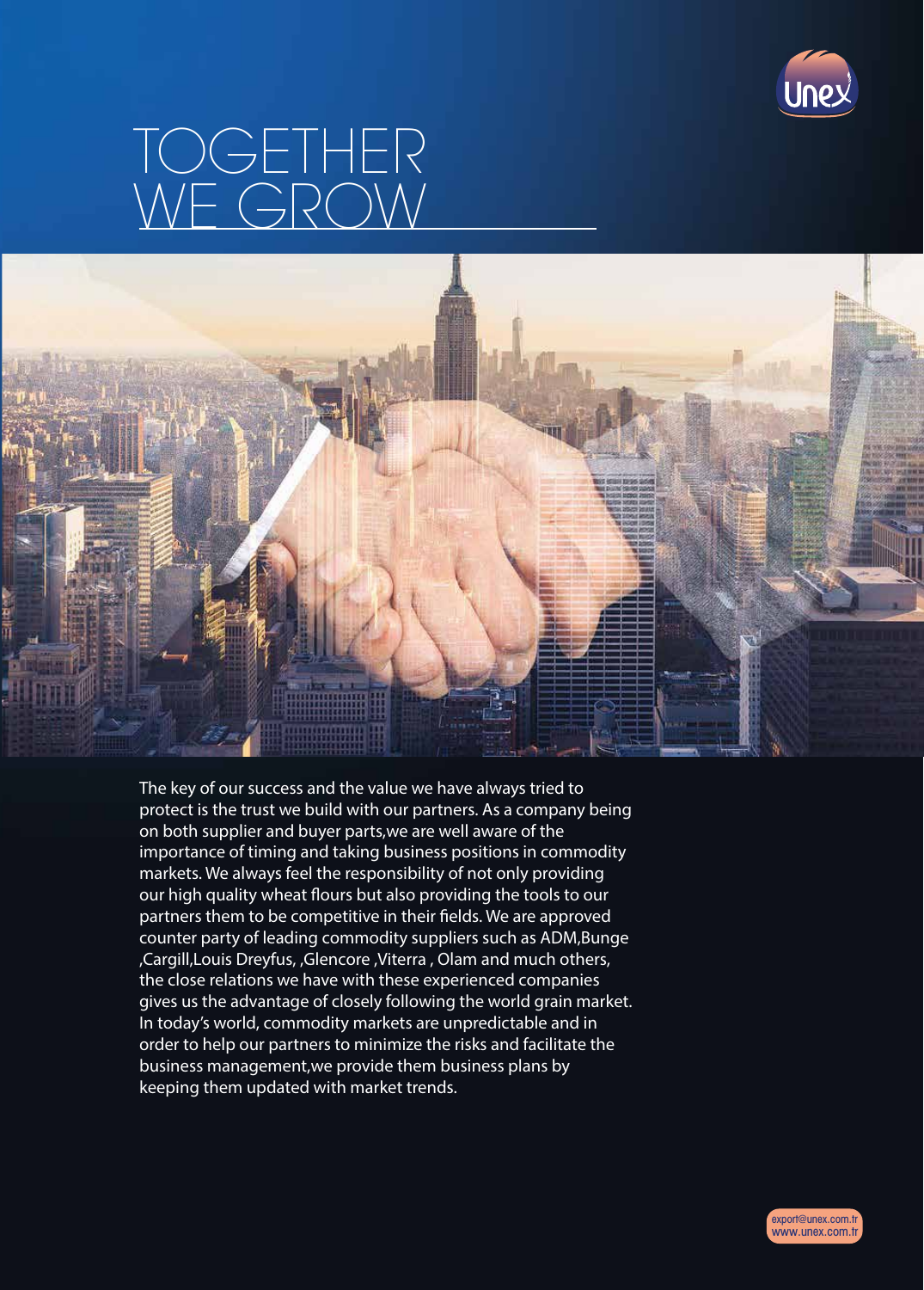# TOGETHER WE GROW

The key of our success and the value we have always tried to protect is the trust we build with our partners. As a company being on both supplier and buyer parts,we are well aware of the importance of timing and taking business positions in commodity markets. We always feel the responsibility of not only providing our high quality wheat flours but also providing the tools to our partners them to be competitive in their fields. We are approved counter party of leading commodity suppliers such as ADM,Bunge ,Cargill,Louis Dreyfus, ,Glencore ,Viterra , Olam and much others, the close relations we have with these experienced companies gives us the advantage of closely following the world grain market. In today's world, commodity markets are unpredictable and in order to help our partners to minimize the risks and facilitate the business management,we provide them business plans by keeping them updated with market trends.

export@unex.com.tr
www.unex.com.tr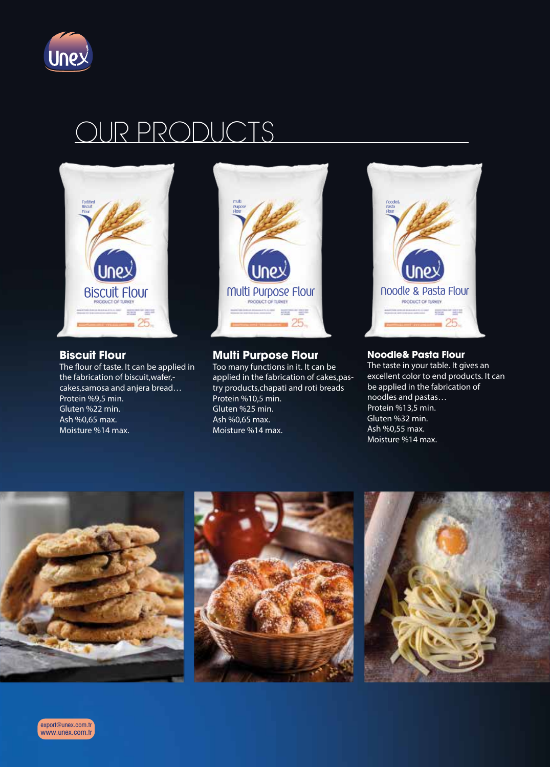# OUR PRODUCTS

### Biscuit Flour

The flour of taste. It can be applied in the fabrication of biscuit,wafer,-cakes,samosa and anjera bread…
Protein %9,5 min.
Gluten %22 min.
Ash %0,65 max.
Moisture %14 max.

### Multi Purpose Flour

Too many functions in it. It can be applied in the fabrication of cakes,pastry products,chapati and roti breads
Protein %10,5 min.
Gluten %25 min.
Ash %0,65 max.
Moisture %14 max.

### Noodle& Pasta Flour

The taste in your table. It gives an excellent color to end products. It can be applied in the fabrication of noodles and pastas…
Protein %13,5 min.
Gluten %32 min.
Ash %0,55 max.
Moisture %14 max.

export@unex.com.tr
www.unex.com.tr